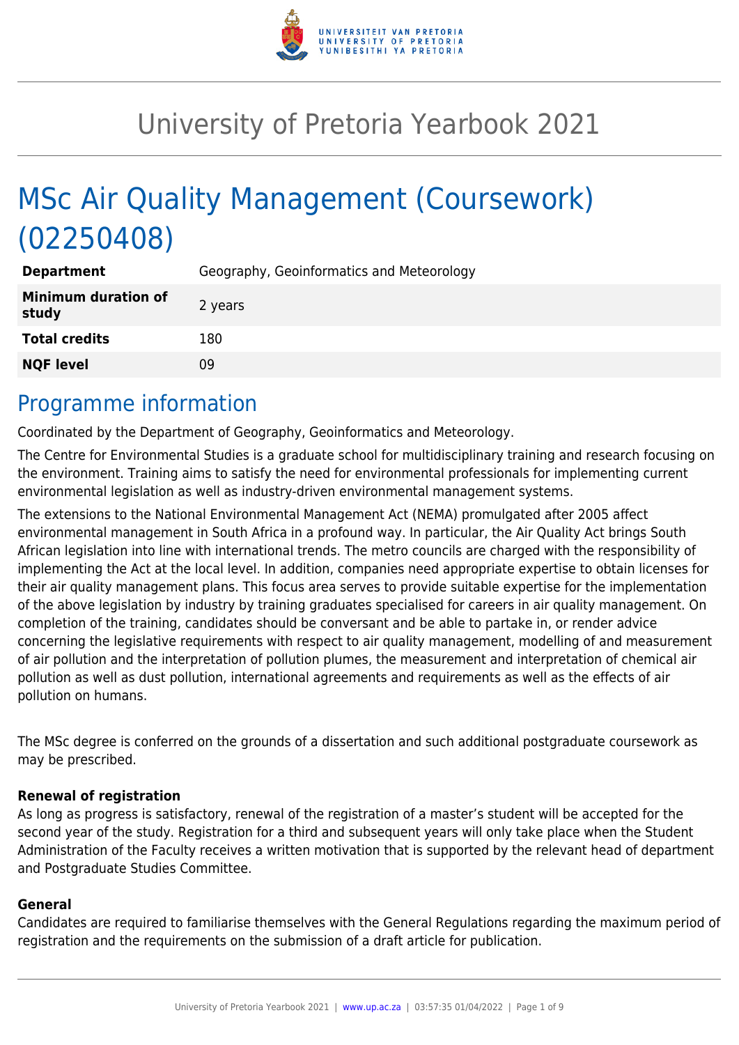# University of Pretoria Yearbook 2021

# MSc Air Quality Management (Coursework) (02250408)

| | |
|---|---|
| **Department** | Geography, Geoinformatics and Meteorology |
| **Minimum duration of study** | 2 years |
| **Total credits** | 180 |
| **NQF level** | 09 |

## Programme information

Coordinated by the Department of Geography, Geoinformatics and Meteorology.

The Centre for Environmental Studies is a graduate school for multidisciplinary training and research focusing on the environment. Training aims to satisfy the need for environmental professionals for implementing current environmental legislation as well as industry-driven environmental management systems.

The extensions to the National Environmental Management Act (NEMA) promulgated after 2005 affect environmental management in South Africa in a profound way. In particular, the Air Quality Act brings South African legislation into line with international trends. The metro councils are charged with the responsibility of implementing the Act at the local level. In addition, companies need appropriate expertise to obtain licenses for their air quality management plans. This focus area serves to provide suitable expertise for the implementation of the above legislation by industry by training graduates specialised for careers in air quality management. On completion of the training, candidates should be conversant and be able to partake in, or render advice concerning the legislative requirements with respect to air quality management, modelling of and measurement of air pollution and the interpretation of pollution plumes, the measurement and interpretation of chemical air pollution as well as dust pollution, international agreements and requirements as well as the effects of air pollution on humans.

The MSc degree is conferred on the grounds of a dissertation and such additional postgraduate coursework as may be prescribed.

**Renewal of registration**
As long as progress is satisfactory, renewal of the registration of a master's student will be accepted for the second year of the study. Registration for a third and subsequent years will only take place when the Student Administration of the Faculty receives a written motivation that is supported by the relevant head of department and Postgraduate Studies Committee.

**General**
Candidates are required to familiarise themselves with the General Regulations regarding the maximum period of registration and the requirements on the submission of a draft article for publication.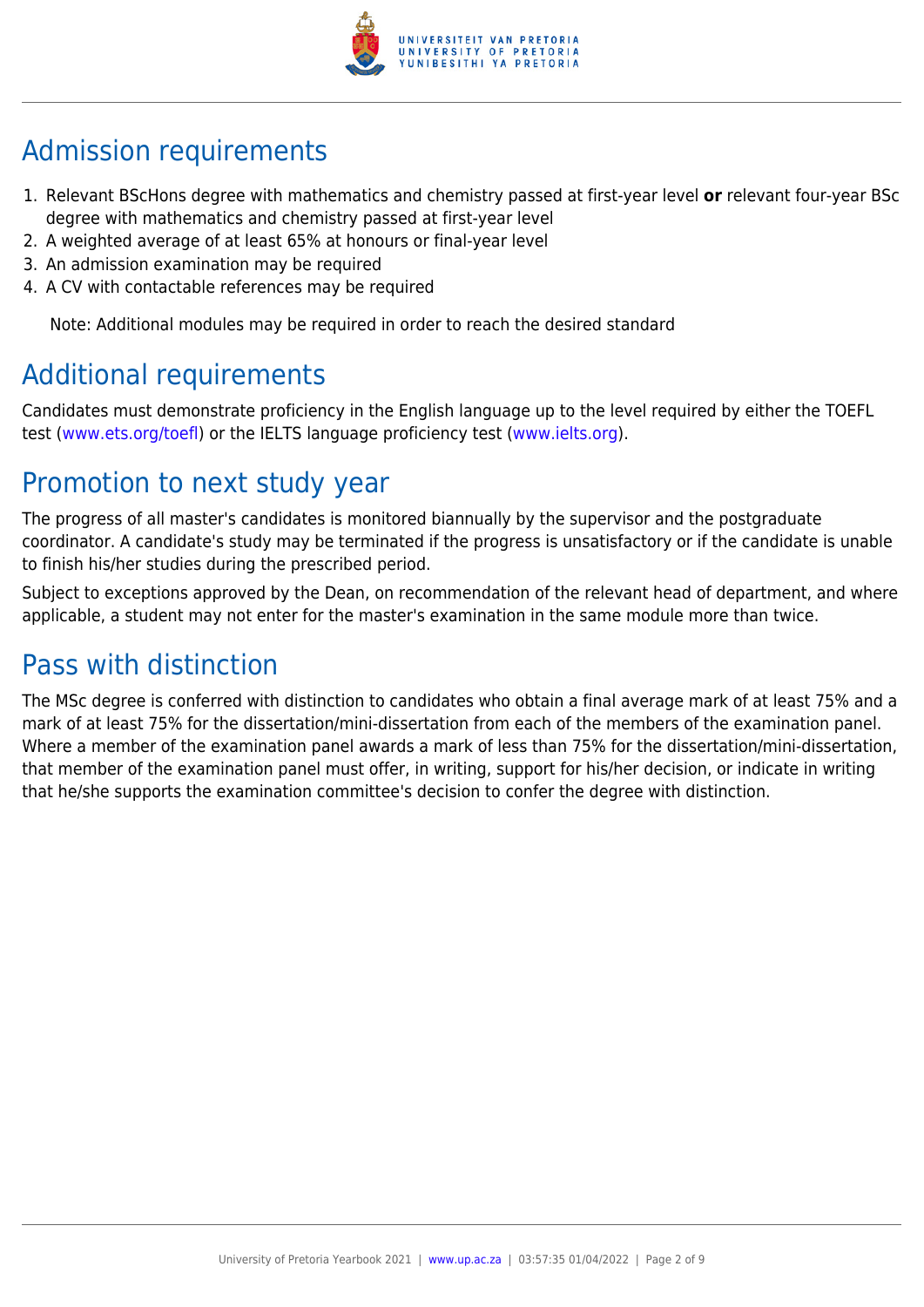## Admission requirements

1. Relevant BScHons degree with mathematics and chemistry passed at first-year level **or** relevant four-year BSc degree with mathematics and chemistry passed at first-year level
2. A weighted average of at least 65% at honours or final-year level
3. An admission examination may be required
4. A CV with contactable references may be required

Note: Additional modules may be required in order to reach the desired standard

## Additional requirements

Candidates must demonstrate proficiency in the English language up to the level required by either the TOEFL test (www.ets.org/toefl) or the IELTS language proficiency test (www.ielts.org).

## Promotion to next study year

The progress of all master's candidates is monitored biannually by the supervisor and the postgraduate coordinator. A candidate's study may be terminated if the progress is unsatisfactory or if the candidate is unable to finish his/her studies during the prescribed period.

Subject to exceptions approved by the Dean, on recommendation of the relevant head of department, and where applicable, a student may not enter for the master's examination in the same module more than twice.

## Pass with distinction

The MSc degree is conferred with distinction to candidates who obtain a final average mark of at least 75% and a mark of at least 75% for the dissertation/mini-dissertation from each of the members of the examination panel. Where a member of the examination panel awards a mark of less than 75% for the dissertation/mini-dissertation, that member of the examination panel must offer, in writing, support for his/her decision, or indicate in writing that he/she supports the examination committee's decision to confer the degree with distinction.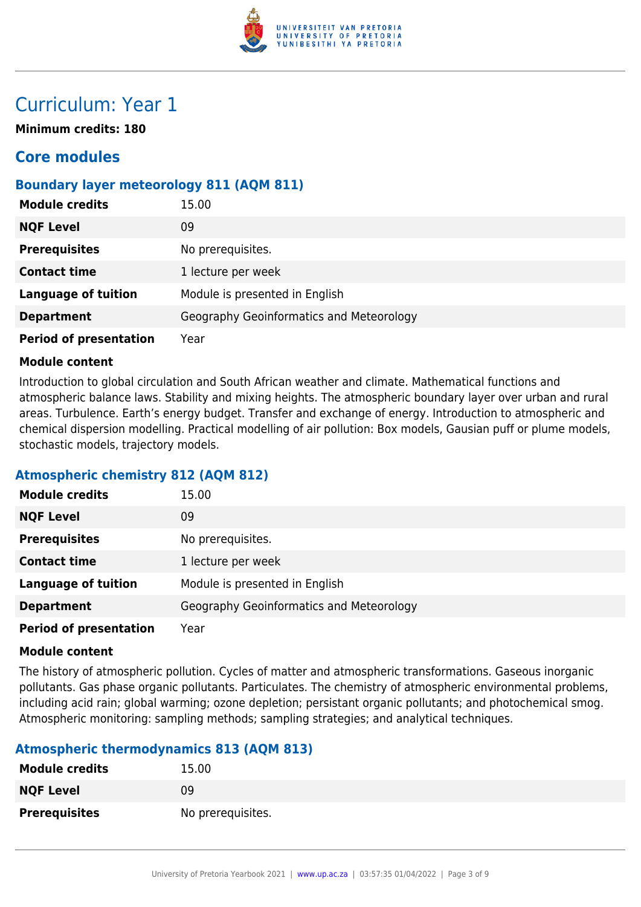# Curriculum: Year 1

**Minimum credits: 180**

## Core modules

### Boundary layer meteorology 811 (AQM 811)

| | |
|---|---|
| **Module credits** | 15.00 |
| **NQF Level** | 09 |
| **Prerequisites** | No prerequisites. |
| **Contact time** | 1 lecture per week |
| **Language of tuition** | Module is presented in English |
| **Department** | Geography Geoinformatics and Meteorology |
| **Period of presentation** | Year |

**Module content**

Introduction to global circulation and South African weather and climate. Mathematical functions and atmospheric balance laws. Stability and mixing heights. The atmospheric boundary layer over urban and rural areas. Turbulence. Earth's energy budget. Transfer and exchange of energy. Introduction to atmospheric and chemical dispersion modelling. Practical modelling of air pollution: Box models, Gausian puff or plume models, stochastic models, trajectory models.

### Atmospheric chemistry 812 (AQM 812)

| | |
|---|---|
| **Module credits** | 15.00 |
| **NQF Level** | 09 |
| **Prerequisites** | No prerequisites. |
| **Contact time** | 1 lecture per week |
| **Language of tuition** | Module is presented in English |
| **Department** | Geography Geoinformatics and Meteorology |
| **Period of presentation** | Year |

**Module content**

The history of atmospheric pollution. Cycles of matter and atmospheric transformations. Gaseous inorganic pollutants. Gas phase organic pollutants. Particulates. The chemistry of atmospheric environmental problems, including acid rain; global warming; ozone depletion; persistant organic pollutants; and photochemical smog. Atmospheric monitoring: sampling methods; sampling strategies; and analytical techniques.

### Atmospheric thermodynamics 813 (AQM 813)

| | |
|---|---|
| **Module credits** | 15.00 |
| **NQF Level** | 09 |
| **Prerequisites** | No prerequisites. |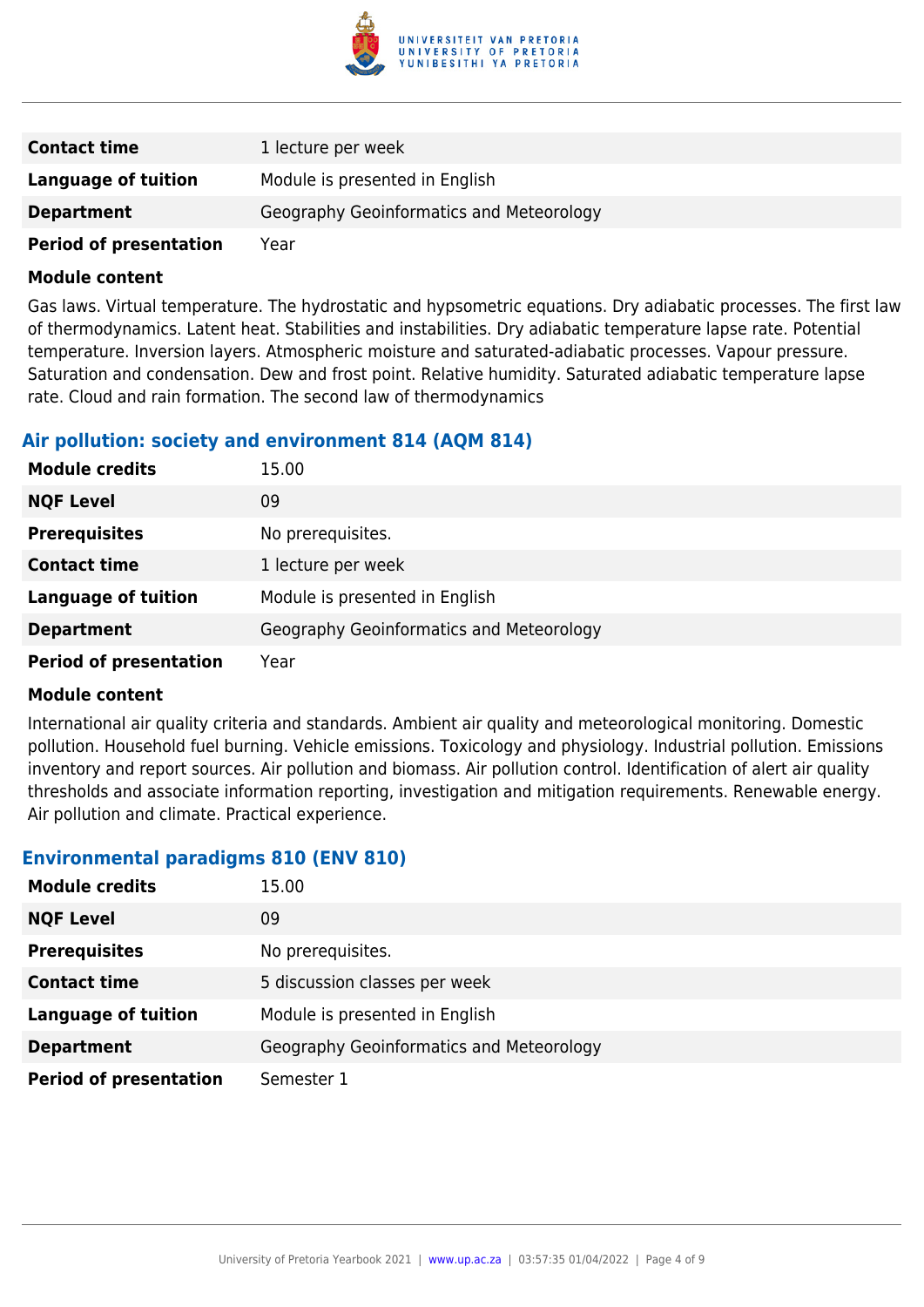| | |
|---|---|
| **Contact time** | 1 lecture per week |
| **Language of tuition** | Module is presented in English |
| **Department** | Geography Geoinformatics and Meteorology |
| **Period of presentation** | Year |

**Module content**

Gas laws. Virtual temperature. The hydrostatic and hypsometric equations. Dry adiabatic processes. The first law of thermodynamics. Latent heat. Stabilities and instabilities. Dry adiabatic temperature lapse rate. Potential temperature. Inversion layers. Atmospheric moisture and saturated-adiabatic processes. Vapour pressure. Saturation and condensation. Dew and frost point. Relative humidity. Saturated adiabatic temperature lapse rate. Cloud and rain formation. The second law of thermodynamics

### Air pollution: society and environment 814 (AQM 814)

| | |
|---|---|
| **Module credits** | 15.00 |
| **NQF Level** | 09 |
| **Prerequisites** | No prerequisites. |
| **Contact time** | 1 lecture per week |
| **Language of tuition** | Module is presented in English |
| **Department** | Geography Geoinformatics and Meteorology |
| **Period of presentation** | Year |

**Module content**

International air quality criteria and standards. Ambient air quality and meteorological monitoring. Domestic pollution. Household fuel burning. Vehicle emissions. Toxicology and physiology. Industrial pollution. Emissions inventory and report sources. Air pollution and biomass. Air pollution control. Identification of alert air quality thresholds and associate information reporting, investigation and mitigation requirements. Renewable energy. Air pollution and climate. Practical experience.

### Environmental paradigms 810 (ENV 810)

| | |
|---|---|
| **Module credits** | 15.00 |
| **NQF Level** | 09 |
| **Prerequisites** | No prerequisites. |
| **Contact time** | 5 discussion classes per week |
| **Language of tuition** | Module is presented in English |
| **Department** | Geography Geoinformatics and Meteorology |
| **Period of presentation** | Semester 1 |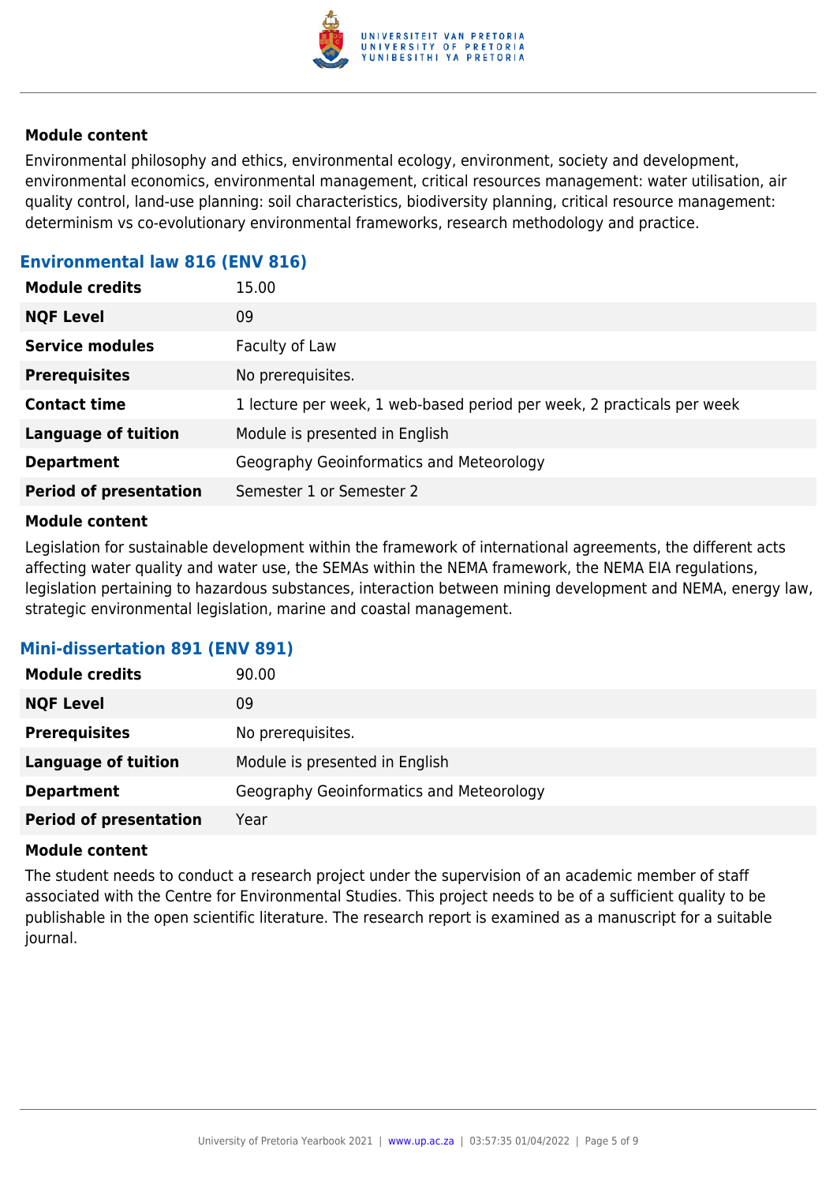**Module content**

Environmental philosophy and ethics, environmental ecology, environment, society and development, environmental economics, environmental management, critical resources management: water utilisation, air quality control, land-use planning: soil characteristics, biodiversity planning, critical resource management: determinism vs co-evolutionary environmental frameworks, research methodology and practice.

### Environmental law 816 (ENV 816)

| | |
|---|---|
| **Module credits** | 15.00 |
| **NQF Level** | 09 |
| **Service modules** | Faculty of Law |
| **Prerequisites** | No prerequisites. |
| **Contact time** | 1 lecture per week, 1 web-based period per week, 2 practicals per week |
| **Language of tuition** | Module is presented in English |
| **Department** | Geography Geoinformatics and Meteorology |
| **Period of presentation** | Semester 1 or Semester 2 |

**Module content**

Legislation for sustainable development within the framework of international agreements, the different acts affecting water quality and water use, the SEMAs within the NEMA framework, the NEMA EIA regulations, legislation pertaining to hazardous substances, interaction between mining development and NEMA, energy law, strategic environmental legislation, marine and coastal management.

### Mini-dissertation 891 (ENV 891)

| | |
|---|---|
| **Module credits** | 90.00 |
| **NQF Level** | 09 |
| **Prerequisites** | No prerequisites. |
| **Language of tuition** | Module is presented in English |
| **Department** | Geography Geoinformatics and Meteorology |
| **Period of presentation** | Year |

**Module content**

The student needs to conduct a research project under the supervision of an academic member of staff associated with the Centre for Environmental Studies. This project needs to be of a sufficient quality to be publishable in the open scientific literature. The research report is examined as a manuscript for a suitable journal.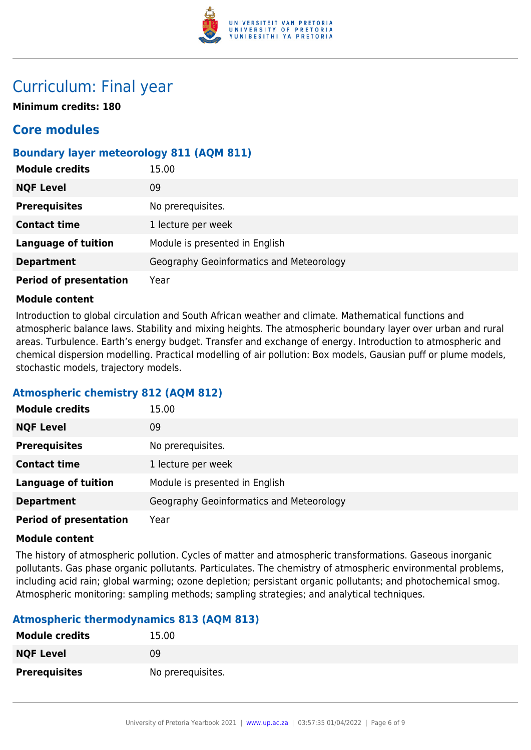# Curriculum: Final year

**Minimum credits: 180**

## Core modules

### Boundary layer meteorology 811 (AQM 811)

| | |
|---|---|
| **Module credits** | 15.00 |
| **NQF Level** | 09 |
| **Prerequisites** | No prerequisites. |
| **Contact time** | 1 lecture per week |
| **Language of tuition** | Module is presented in English |
| **Department** | Geography Geoinformatics and Meteorology |
| **Period of presentation** | Year |

**Module content**

Introduction to global circulation and South African weather and climate. Mathematical functions and atmospheric balance laws. Stability and mixing heights. The atmospheric boundary layer over urban and rural areas. Turbulence. Earth's energy budget. Transfer and exchange of energy. Introduction to atmospheric and chemical dispersion modelling. Practical modelling of air pollution: Box models, Gausian puff or plume models, stochastic models, trajectory models.

### Atmospheric chemistry 812 (AQM 812)

| | |
|---|---|
| **Module credits** | 15.00 |
| **NQF Level** | 09 |
| **Prerequisites** | No prerequisites. |
| **Contact time** | 1 lecture per week |
| **Language of tuition** | Module is presented in English |
| **Department** | Geography Geoinformatics and Meteorology |
| **Period of presentation** | Year |

**Module content**

The history of atmospheric pollution. Cycles of matter and atmospheric transformations. Gaseous inorganic pollutants. Gas phase organic pollutants. Particulates. The chemistry of atmospheric environmental problems, including acid rain; global warming; ozone depletion; persistant organic pollutants; and photochemical smog. Atmospheric monitoring: sampling methods; sampling strategies; and analytical techniques.

### Atmospheric thermodynamics 813 (AQM 813)

| | |
|---|---|
| **Module credits** | 15.00 |
| **NQF Level** | 09 |
| **Prerequisites** | No prerequisites. |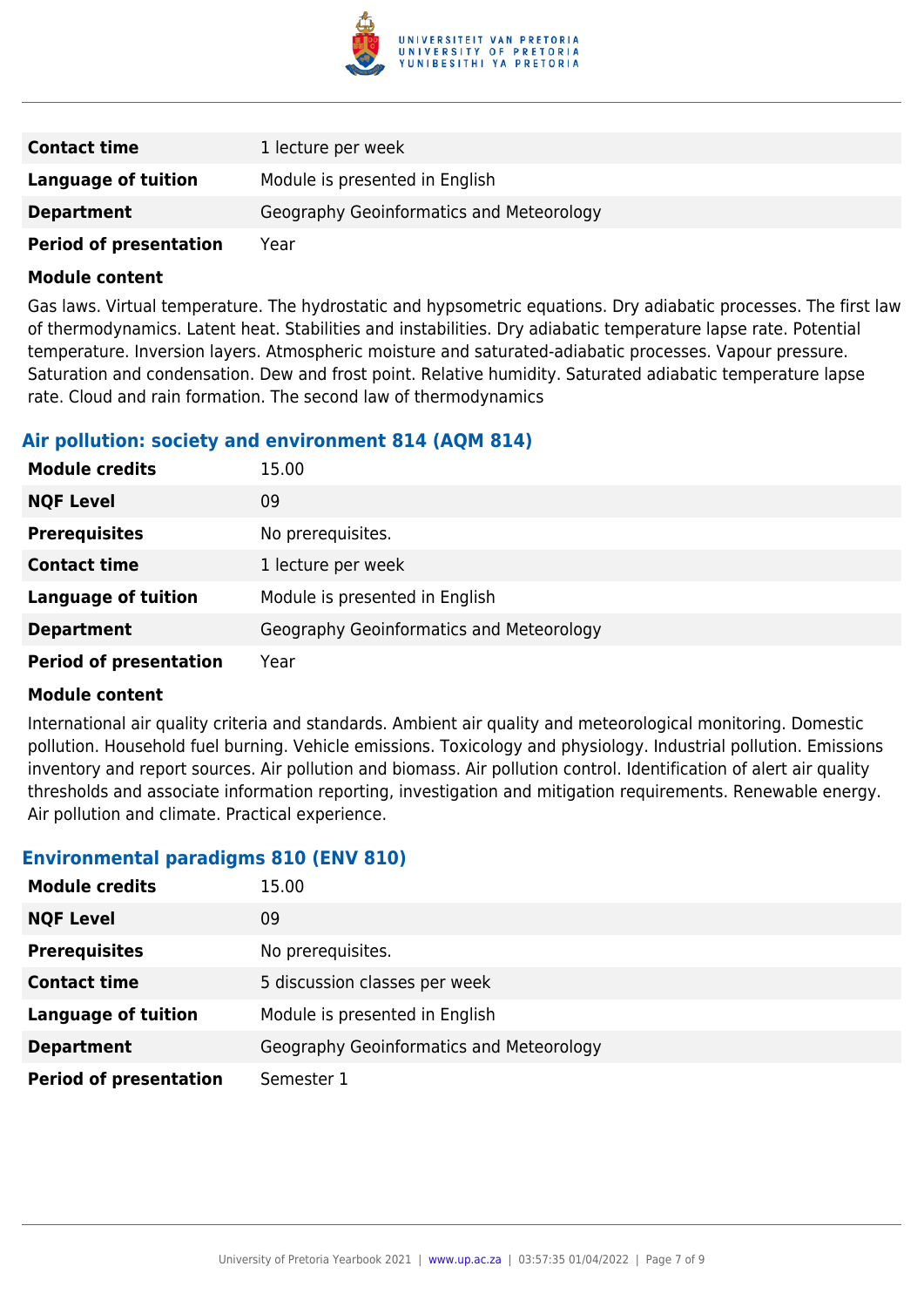| | |
|---|---|
| **Contact time** | 1 lecture per week |
| **Language of tuition** | Module is presented in English |
| **Department** | Geography Geoinformatics and Meteorology |
| **Period of presentation** | Year |

**Module content**

Gas laws. Virtual temperature. The hydrostatic and hypsometric equations. Dry adiabatic processes. The first law of thermodynamics. Latent heat. Stabilities and instabilities. Dry adiabatic temperature lapse rate. Potential temperature. Inversion layers. Atmospheric moisture and saturated-adiabatic processes. Vapour pressure. Saturation and condensation. Dew and frost point. Relative humidity. Saturated adiabatic temperature lapse rate. Cloud and rain formation. The second law of thermodynamics

### Air pollution: society and environment 814 (AQM 814)

| | |
|---|---|
| **Module credits** | 15.00 |
| **NQF Level** | 09 |
| **Prerequisites** | No prerequisites. |
| **Contact time** | 1 lecture per week |
| **Language of tuition** | Module is presented in English |
| **Department** | Geography Geoinformatics and Meteorology |
| **Period of presentation** | Year |

**Module content**

International air quality criteria and standards. Ambient air quality and meteorological monitoring. Domestic pollution. Household fuel burning. Vehicle emissions. Toxicology and physiology. Industrial pollution. Emissions inventory and report sources. Air pollution and biomass. Air pollution control. Identification of alert air quality thresholds and associate information reporting, investigation and mitigation requirements. Renewable energy. Air pollution and climate. Practical experience.

### Environmental paradigms 810 (ENV 810)

| | |
|---|---|
| **Module credits** | 15.00 |
| **NQF Level** | 09 |
| **Prerequisites** | No prerequisites. |
| **Contact time** | 5 discussion classes per week |
| **Language of tuition** | Module is presented in English |
| **Department** | Geography Geoinformatics and Meteorology |
| **Period of presentation** | Semester 1 |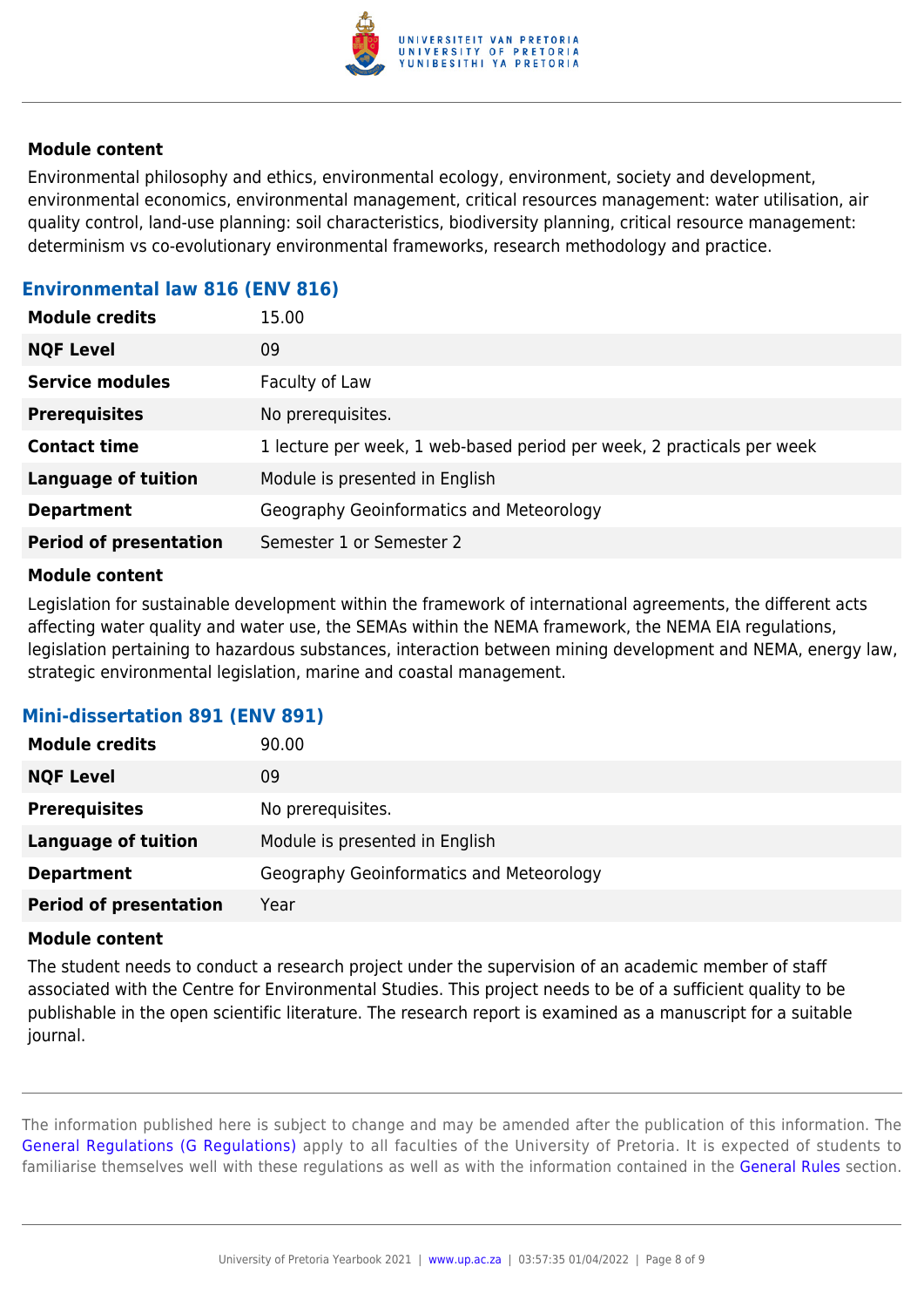#### Module content

Environmental philosophy and ethics, environmental ecology, environment, society and development, environmental economics, environmental management, critical resources management: water utilisation, air quality control, land-use planning: soil characteristics, biodiversity planning, critical resource management: determinism vs co-evolutionary environmental frameworks, research methodology and practice.

### Environmental law 816 (ENV 816)

| | |
|---|---|
| **Module credits** | 15.00 |
| **NQF Level** | 09 |
| **Service modules** | Faculty of Law |
| **Prerequisites** | No prerequisites. |
| **Contact time** | 1 lecture per week, 1 web-based period per week, 2 practicals per week |
| **Language of tuition** | Module is presented in English |
| **Department** | Geography Geoinformatics and Meteorology |
| **Period of presentation** | Semester 1 or Semester 2 |

#### Module content

Legislation for sustainable development within the framework of international agreements, the different acts affecting water quality and water use, the SEMAs within the NEMA framework, the NEMA EIA regulations, legislation pertaining to hazardous substances, interaction between mining development and NEMA, energy law, strategic environmental legislation, marine and coastal management.

### Mini-dissertation 891 (ENV 891)

| | |
|---|---|
| **Module credits** | 90.00 |
| **NQF Level** | 09 |
| **Prerequisites** | No prerequisites. |
| **Language of tuition** | Module is presented in English |
| **Department** | Geography Geoinformatics and Meteorology |
| **Period of presentation** | Year |

#### Module content

The student needs to conduct a research project under the supervision of an academic member of staff associated with the Centre for Environmental Studies. This project needs to be of a sufficient quality to be publishable in the open scientific literature. The research report is examined as a manuscript for a suitable journal.

The information published here is subject to change and may be amended after the publication of this information. The General Regulations (G Regulations) apply to all faculties of the University of Pretoria. It is expected of students to familiarise themselves well with these regulations as well as with the information contained in the General Rules section.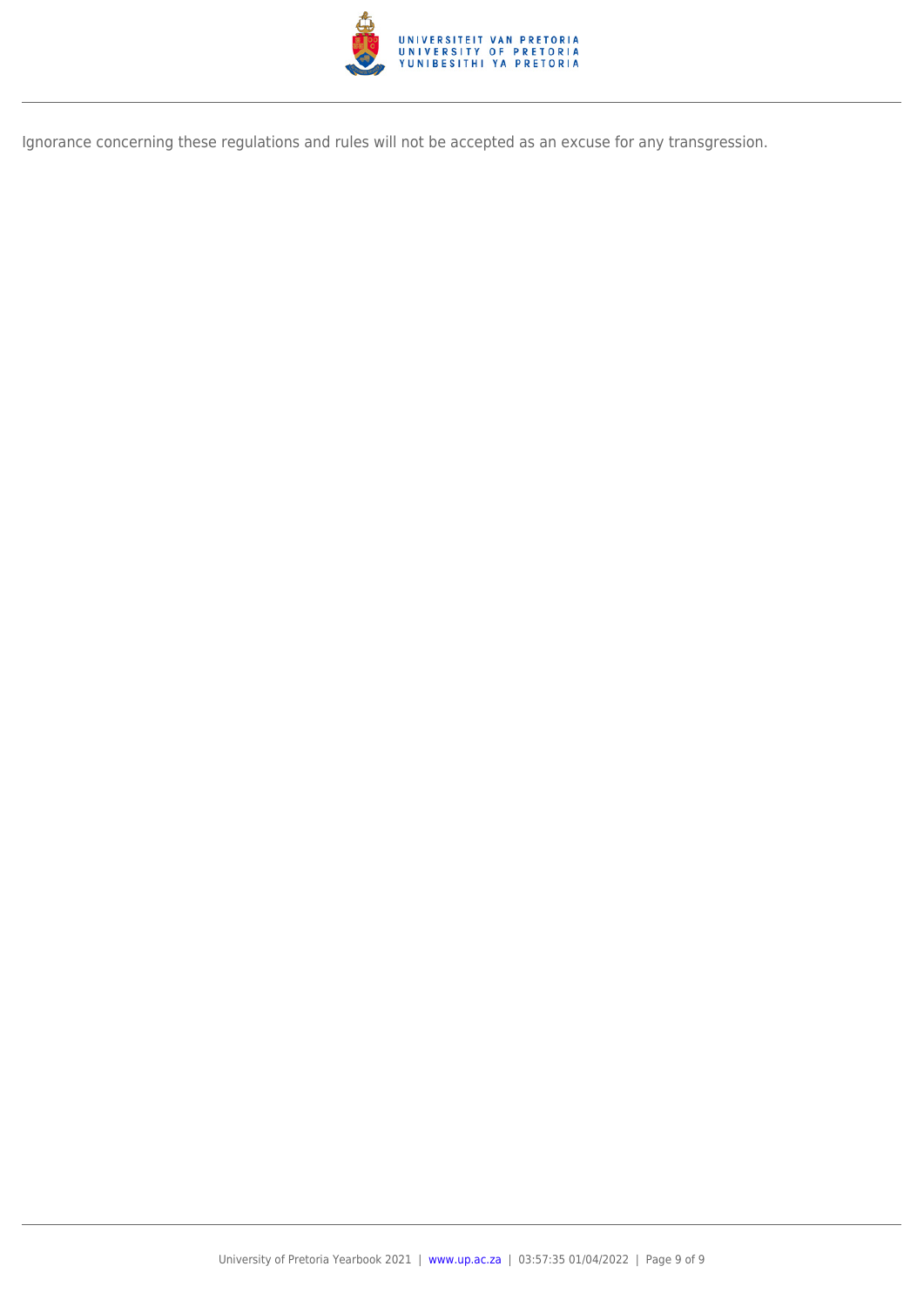Ignorance concerning these regulations and rules will not be accepted as an excuse for any transgression.